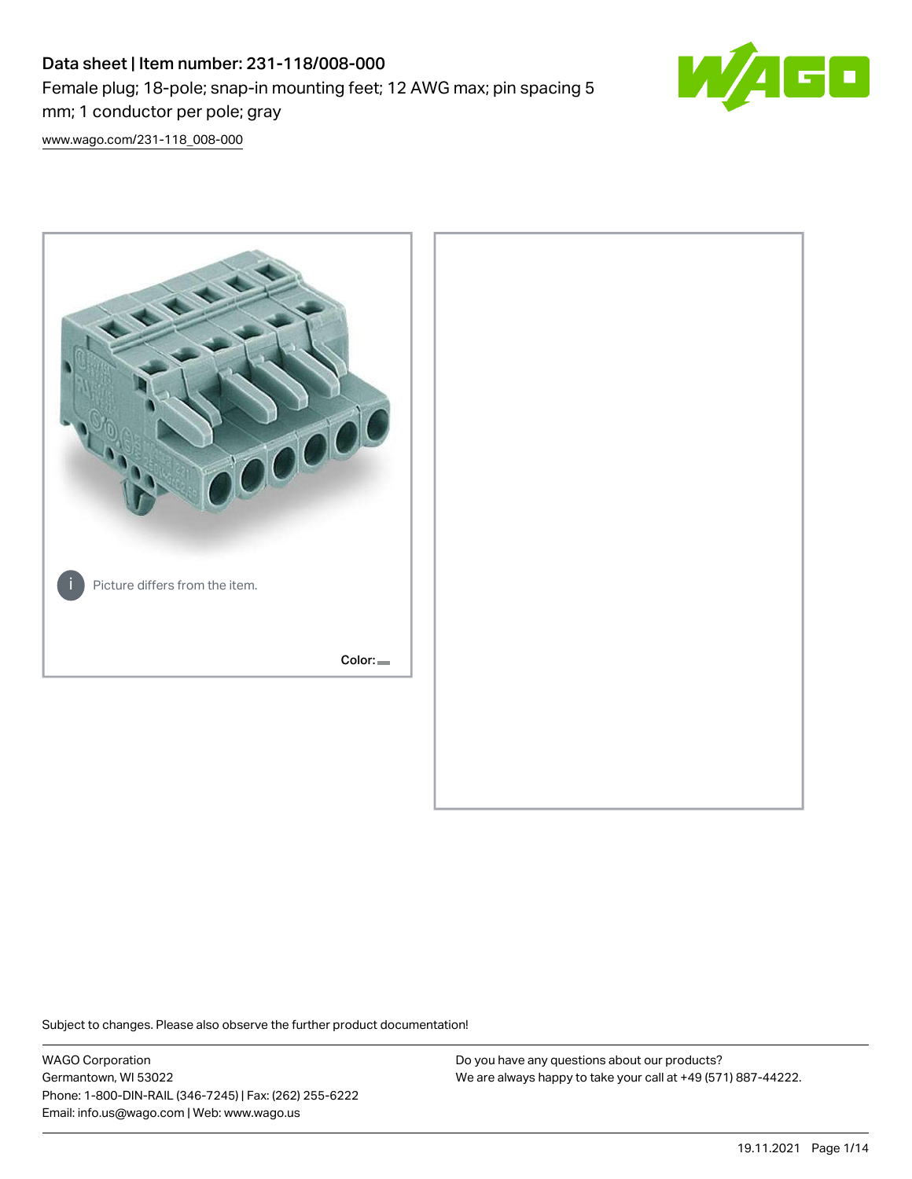# Data sheet | Item number: 231-118/008-000

Female plug; 18-pole; snap-in mounting feet; 12 AWG max; pin spacing 5 mm; 1 conductor per pole; gray

www.wago.com/231-118_008-000

Picture differs from the item.

Color:

Subject to changes. Please also observe the further product documentation!

WAGO Corporation
Germantown, WI 53022
Phone: 1-800-DIN-RAIL (346-7245) | Fax: (262) 255-6222
Email: info.us@wago.com | Web: www.wago.us

Do you have any questions about our products?
We are always happy to take your call at +49 (571) 887-44222.

19.11.2021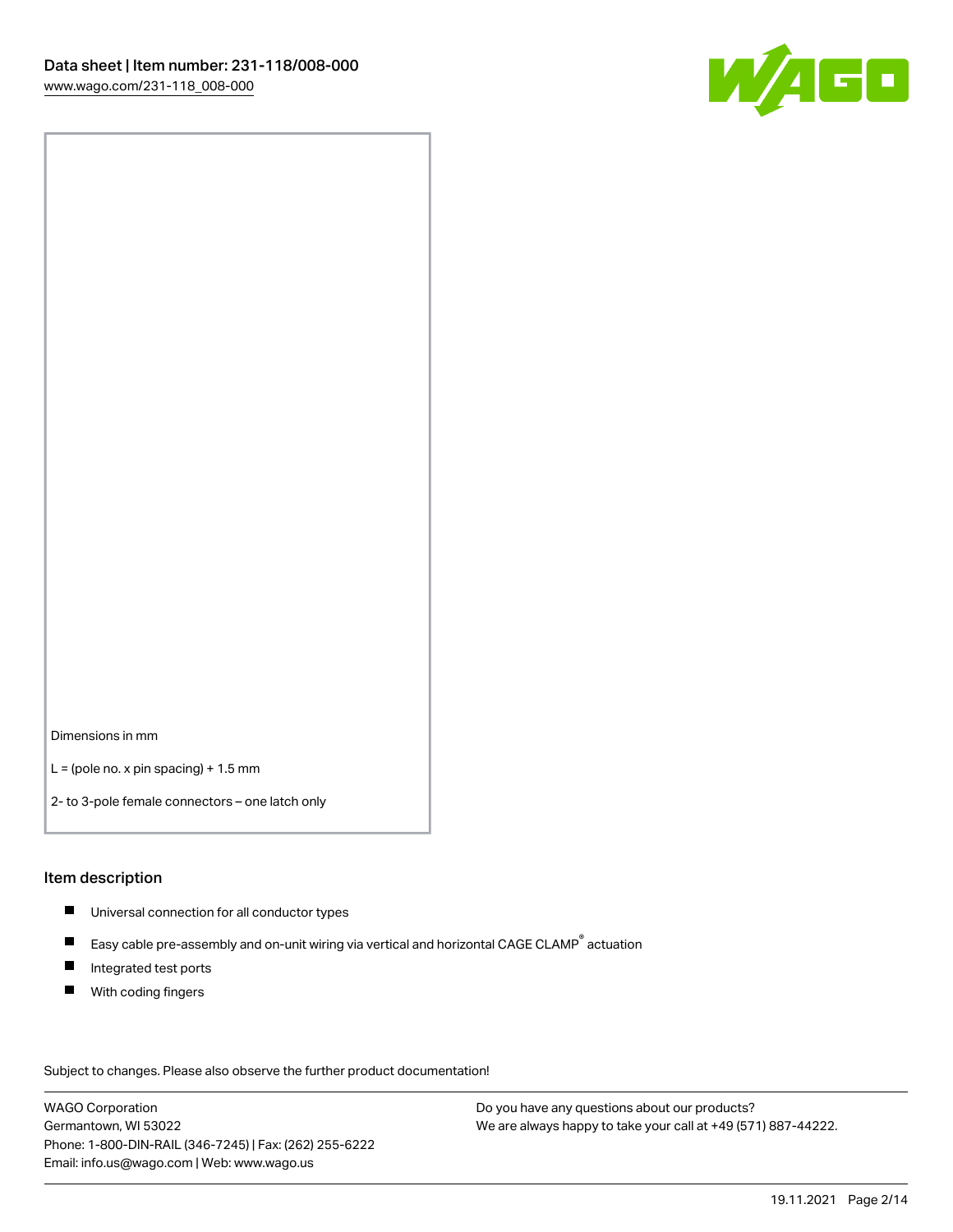Dimensions in mm

L = (pole no. x pin spacing) + 1.5 mm

2- to 3-pole female connectors – one latch only

## Item description

- Universal connection for all conductor types
- Easy cable pre-assembly and on-unit wiring via vertical and horizontal CAGE CLAMP® actuation
- Integrated test ports
- With coding fingers

Subject to changes. Please also observe the further product documentation!

WAGO Corporation
Germantown, WI 53022
Phone: 1-800-DIN-RAIL (346-7245) | Fax: (262) 255-6222
Email: info.us@wago.com | Web: www.wago.us

Do you have any questions about our products?
We are always happy to take your call at +49 (571) 887-44222.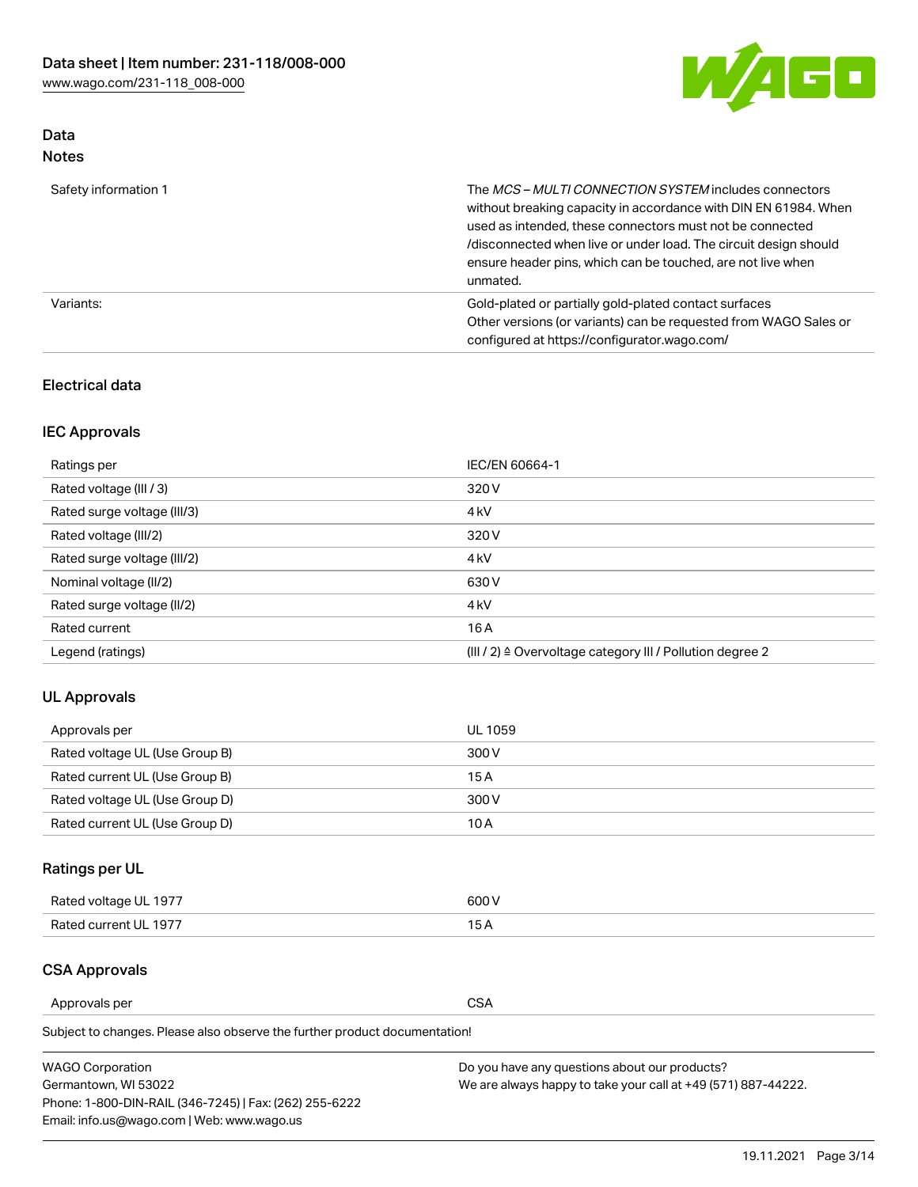## Data
### Notes

| | |
|---|---|
| Safety information 1 | The *MCS – MULTI CONNECTION SYSTEM* includes connectors without breaking capacity in accordance with DIN EN 61984. When used as intended, these connectors must not be connected /disconnected when live or under load. The circuit design should ensure header pins, which can be touched, are not live when unmated. |
| Variants: | Gold-plated or partially gold-plated contact surfaces<br>Other versions (or variants) can be requested from WAGO Sales or configured at https://configurator.wago.com/ |

### Electrical data

### IEC Approvals

| | |
|---|---|
| Ratings per | IEC/EN 60664-1 |
| Rated voltage (III / 3) | 320 V |
| Rated surge voltage (III/3) | 4 kV |
| Rated voltage (III/2) | 320 V |
| Rated surge voltage (III/2) | 4 kV |
| Nominal voltage (II/2) | 630 V |
| Rated surge voltage (II/2) | 4 kV |
| Rated current | 16 A |
| Legend (ratings) | (III / 2) ≙ Overvoltage category III / Pollution degree 2 |

### UL Approvals

| | |
|---|---|
| Approvals per | UL 1059 |
| Rated voltage UL (Use Group B) | 300 V |
| Rated current UL (Use Group B) | 15 A |
| Rated voltage UL (Use Group D) | 300 V |
| Rated current UL (Use Group D) | 10 A |

### Ratings per UL

| | |
|---|---|
| Rated voltage UL 1977 | 600 V |
| Rated current UL 1977 | 15 A |

### CSA Approvals

| | |
|---|---|
| Approvals per | CSA |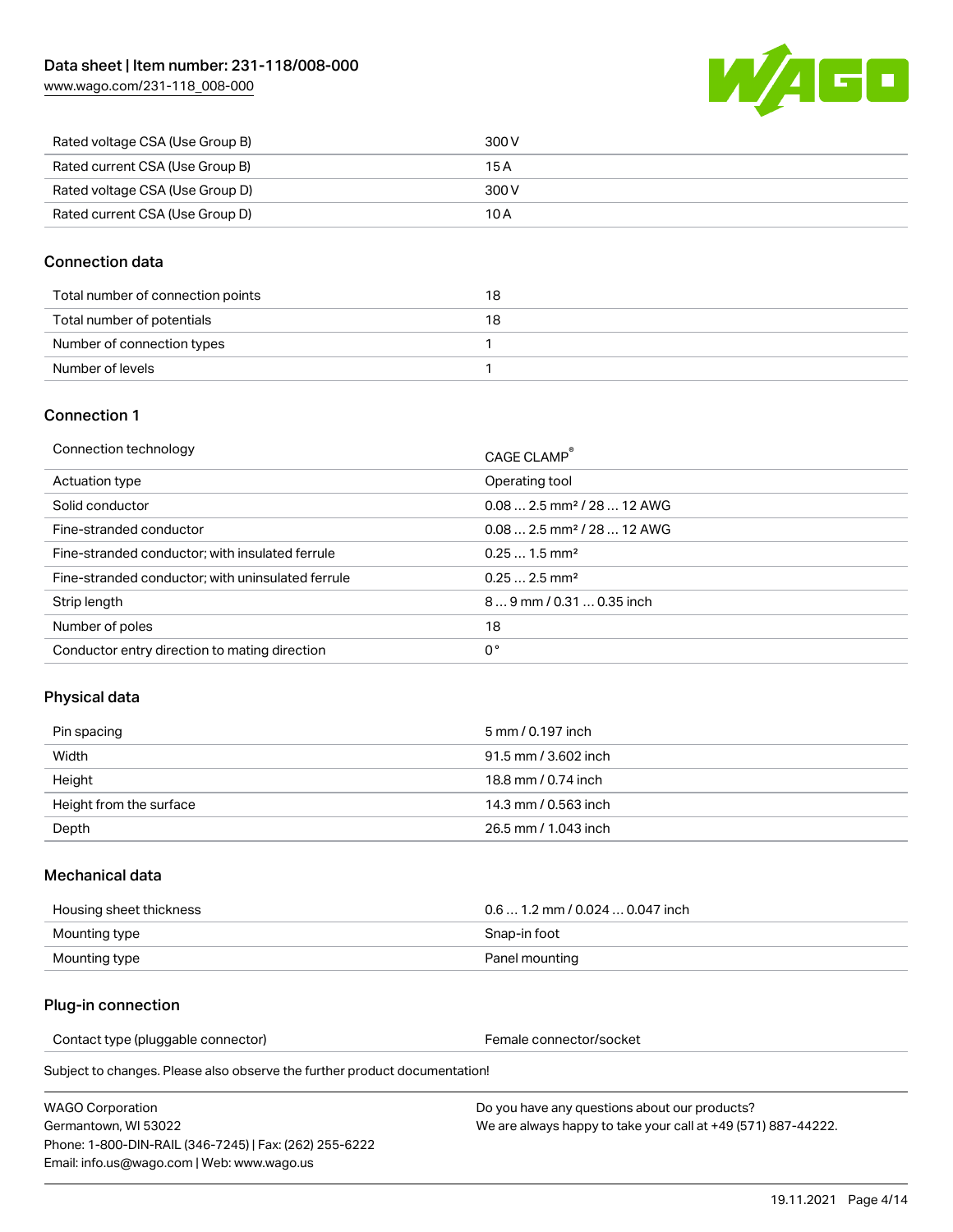| | |
|---|---|
| Rated voltage CSA (Use Group B) | 300 V |
| Rated current CSA (Use Group B) | 15 A |
| Rated voltage CSA (Use Group D) | 300 V |
| Rated current CSA (Use Group D) | 10 A |

## Connection data

| | |
|---|---|
| Total number of connection points | 18 |
| Total number of potentials | 18 |
| Number of connection types | 1 |
| Number of levels | 1 |

## Connection 1

| | |
|---|---|
| Connection technology | CAGE CLAMP® |
| Actuation type | Operating tool |
| Solid conductor | 0.08 … 2.5 mm² / 28 … 12 AWG |
| Fine-stranded conductor | 0.08 … 2.5 mm² / 28 … 12 AWG |
| Fine-stranded conductor; with insulated ferrule | 0.25 … 1.5 mm² |
| Fine-stranded conductor; with uninsulated ferrule | 0.25 … 2.5 mm² |
| Strip length | 8 … 9 mm / 0.31 … 0.35 inch |
| Number of poles | 18 |
| Conductor entry direction to mating direction | 0 ° |

## Physical data

| | |
|---|---|
| Pin spacing | 5 mm / 0.197 inch |
| Width | 91.5 mm / 3.602 inch |
| Height | 18.8 mm / 0.74 inch |
| Height from the surface | 14.3 mm / 0.563 inch |
| Depth | 26.5 mm / 1.043 inch |

## Mechanical data

| | |
|---|---|
| Housing sheet thickness | 0.6 … 1.2 mm / 0.024 … 0.047 inch |
| Mounting type | Snap-in foot |
| Mounting type | Panel mounting |

## Plug-in connection

| | |
|---|---|
| Contact type (pluggable connector) | Female connector/socket |

Subject to changes. Please also observe the further product documentation!

WAGO Corporation
Germantown, WI 53022
Phone: 1-800-DIN-RAIL (346-7245) | Fax: (262) 255-6222
Email: info.us@wago.com | Web: www.wago.us

Do you have any questions about our products?
We are always happy to take your call at +49 (571) 887-44222.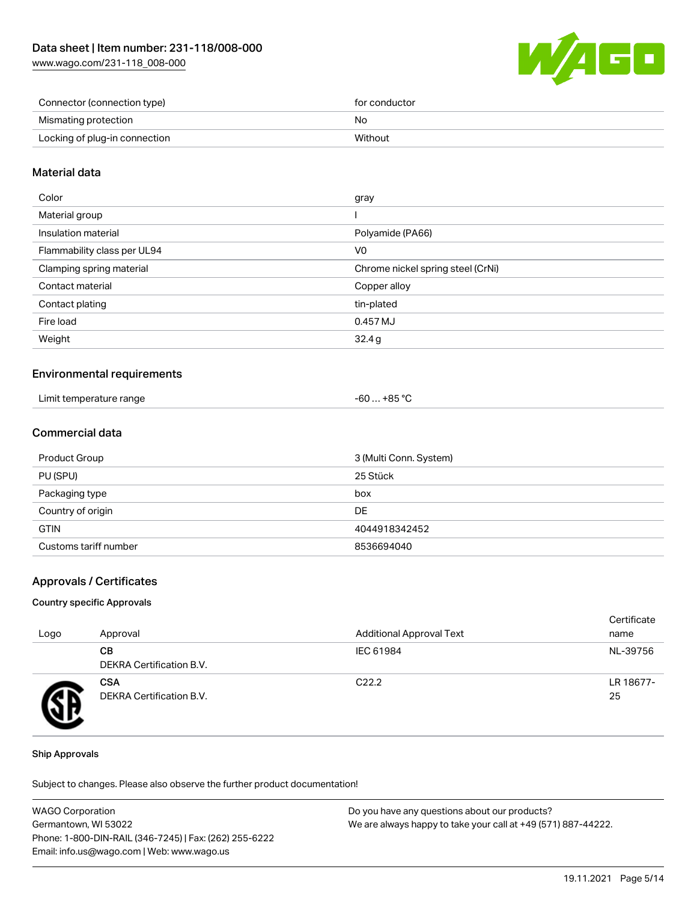| | |
|---|---|
| Connector (connection type) | for conductor |
| Mismating protection | No |
| Locking of plug-in connection | Without |

## Material data

| | |
|---|---|
| Color | gray |
| Material group | I |
| Insulation material | Polyamide (PA66) |
| Flammability class per UL94 | V0 |
| Clamping spring material | Chrome nickel spring steel (CrNi) |
| Contact material | Copper alloy |
| Contact plating | tin-plated |
| Fire load | 0.457 MJ |
| Weight | 32.4 g |

## Environmental requirements

| | |
|---|---|
| Limit temperature range | -60 … +85 °C |

## Commercial data

| | |
|---|---|
| Product Group | 3 (Multi Conn. System) |
| PU (SPU) | 25 Stück |
| Packaging type | box |
| Country of origin | DE |
| GTIN | 4044918342452 |
| Customs tariff number | 8536694040 |

## Approvals / Certificates

### Country specific Approvals

| Logo | Approval | Additional Approval Text | Certificate name |
|---|---|---|---|
| | **CB** DEKRA Certification B.V. | IEC 61984 | NL-39756 |
| | **CSA** DEKRA Certification B.V. | C22.2 | LR 18677-25 |

### Ship Approvals

Subject to changes. Please also observe the further product documentation!

WAGO Corporation
Germantown, WI 53022
Phone: 1-800-DIN-RAIL (346-7245) | Fax: (262) 255-6222
Email: info.us@wago.com | Web: www.wago.us

Do you have any questions about our products?
We are always happy to take your call at +49 (571) 887-44222.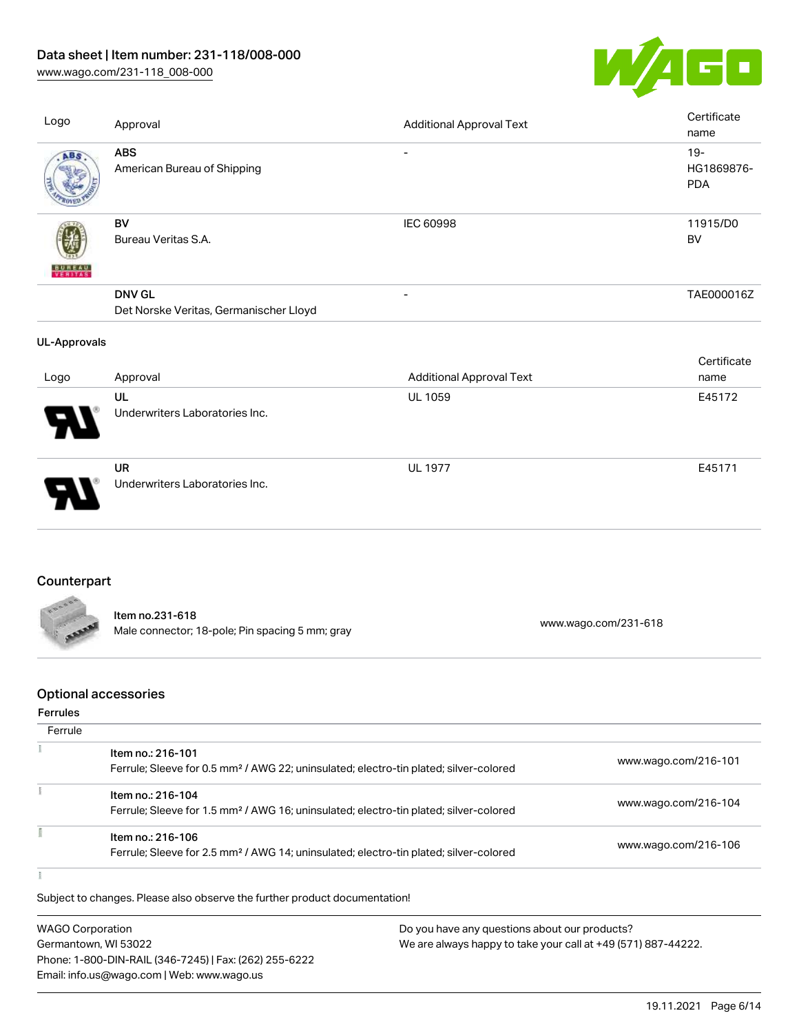| Logo | Approval | Additional Approval Text | Certificate name |
| --- | --- | --- | --- |
| | **ABS** American Bureau of Shipping | - | 19-HG1869876-PDA |
| | **BV** Bureau Veritas S.A. | IEC 60998 | 11915/D0 BV |
| | **DNV GL** Det Norske Veritas, Germanischer Lloyd | - | TAE000016Z |

**UL-Approvals**

| Logo | Approval | Additional Approval Text | Certificate name |
| --- | --- | --- | --- |
| | **UL** Underwriters Laboratories Inc. | UL 1059 | E45172 |
| | **UR** Underwriters Laboratories Inc. | UL 1977 | E45171 |

## Counterpart

| | | |
| --- | --- | --- |
| | **Item no.231-618** Male connector; 18-pole; Pin spacing 5 mm; gray | www.wago.com/231-618 |

## Optional accessories

**Ferrules**

| Ferrule | | |
| --- | --- | --- |
| | **Item no.: 216-101** Ferrule; Sleeve for 0.5 mm² / AWG 22; uninsulated; electro-tin plated; silver-colored | www.wago.com/216-101 |
| | **Item no.: 216-104** Ferrule; Sleeve for 1.5 mm² / AWG 16; uninsulated; electro-tin plated; silver-colored | www.wago.com/216-104 |
| | **Item no.: 216-106** Ferrule; Sleeve for 2.5 mm² / AWG 14; uninsulated; electro-tin plated; silver-colored | www.wago.com/216-106 |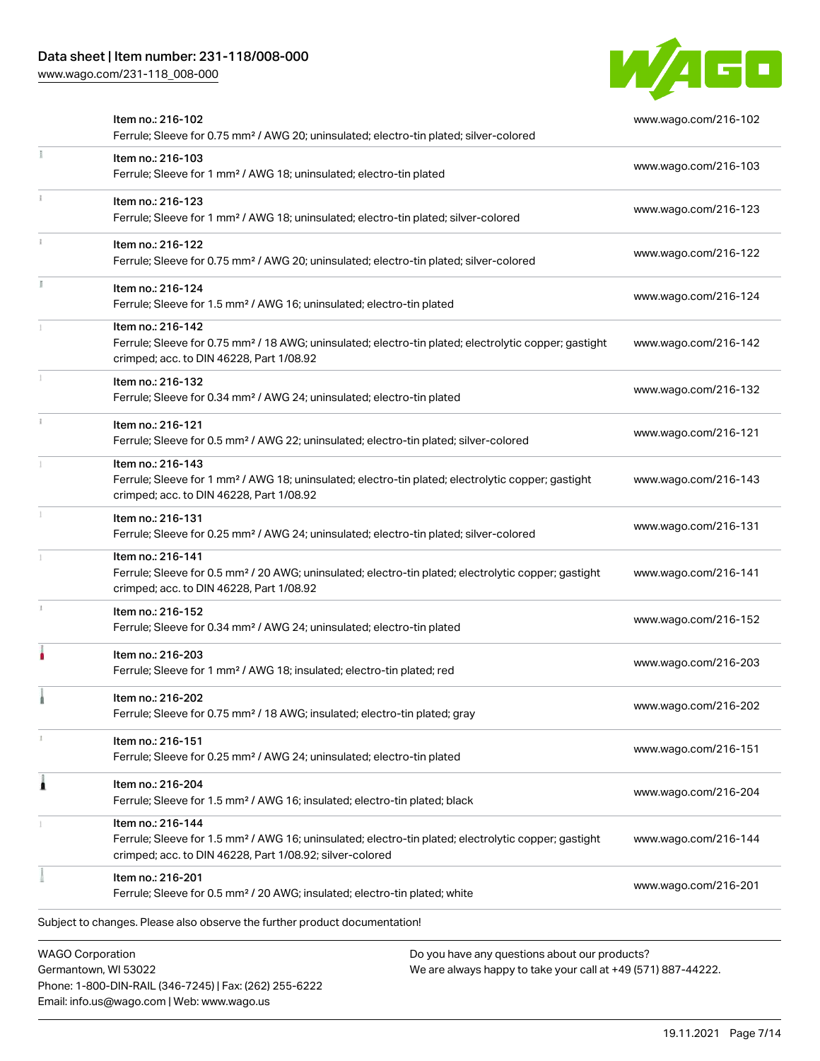| Item | Link |
| --- | --- |
| Item no.: 216-102<br>Ferrule; Sleeve for 0.75 mm² / AWG 20; uninsulated; electro-tin plated; silver-colored | www.wago.com/216-102 |
| Item no.: 216-103<br>Ferrule; Sleeve for 1 mm² / AWG 18; uninsulated; electro-tin plated | www.wago.com/216-103 |
| Item no.: 216-123<br>Ferrule; Sleeve for 1 mm² / AWG 18; uninsulated; electro-tin plated; silver-colored | www.wago.com/216-123 |
| Item no.: 216-122<br>Ferrule; Sleeve for 0.75 mm² / AWG 20; uninsulated; electro-tin plated; silver-colored | www.wago.com/216-122 |
| Item no.: 216-124<br>Ferrule; Sleeve for 1.5 mm² / AWG 16; uninsulated; electro-tin plated | www.wago.com/216-124 |
| Item no.: 216-142<br>Ferrule; Sleeve for 0.75 mm² / 18 AWG; uninsulated; electro-tin plated; electrolytic copper; gastight crimped; acc. to DIN 46228, Part 1/08.92 | www.wago.com/216-142 |
| Item no.: 216-132<br>Ferrule; Sleeve for 0.34 mm² / AWG 24; uninsulated; electro-tin plated | www.wago.com/216-132 |
| Item no.: 216-121<br>Ferrule; Sleeve for 0.5 mm² / AWG 22; uninsulated; electro-tin plated; silver-colored | www.wago.com/216-121 |
| Item no.: 216-143<br>Ferrule; Sleeve for 1 mm² / AWG 18; uninsulated; electro-tin plated; electrolytic copper; gastight crimped; acc. to DIN 46228, Part 1/08.92 | www.wago.com/216-143 |
| Item no.: 216-131<br>Ferrule; Sleeve for 0.25 mm² / AWG 24; uninsulated; electro-tin plated; silver-colored | www.wago.com/216-131 |
| Item no.: 216-141<br>Ferrule; Sleeve for 0.5 mm² / 20 AWG; uninsulated; electro-tin plated; electrolytic copper; gastight crimped; acc. to DIN 46228, Part 1/08.92 | www.wago.com/216-141 |
| Item no.: 216-152<br>Ferrule; Sleeve for 0.34 mm² / AWG 24; uninsulated; electro-tin plated | www.wago.com/216-152 |
| Item no.: 216-203<br>Ferrule; Sleeve for 1 mm² / AWG 18; insulated; electro-tin plated; red | www.wago.com/216-203 |
| Item no.: 216-202<br>Ferrule; Sleeve for 0.75 mm² / 18 AWG; insulated; electro-tin plated; gray | www.wago.com/216-202 |
| Item no.: 216-151<br>Ferrule; Sleeve for 0.25 mm² / AWG 24; uninsulated; electro-tin plated | www.wago.com/216-151 |
| Item no.: 216-204<br>Ferrule; Sleeve for 1.5 mm² / AWG 16; insulated; electro-tin plated; black | www.wago.com/216-204 |
| Item no.: 216-144<br>Ferrule; Sleeve for 1.5 mm² / AWG 16; uninsulated; electro-tin plated; electrolytic copper; gastight crimped; acc. to DIN 46228, Part 1/08.92; silver-colored | www.wago.com/216-144 |
| Item no.: 216-201<br>Ferrule; Sleeve for 0.5 mm² / 20 AWG; insulated; electro-tin plated; white | www.wago.com/216-201 |

Subject to changes. Please also observe the further product documentation!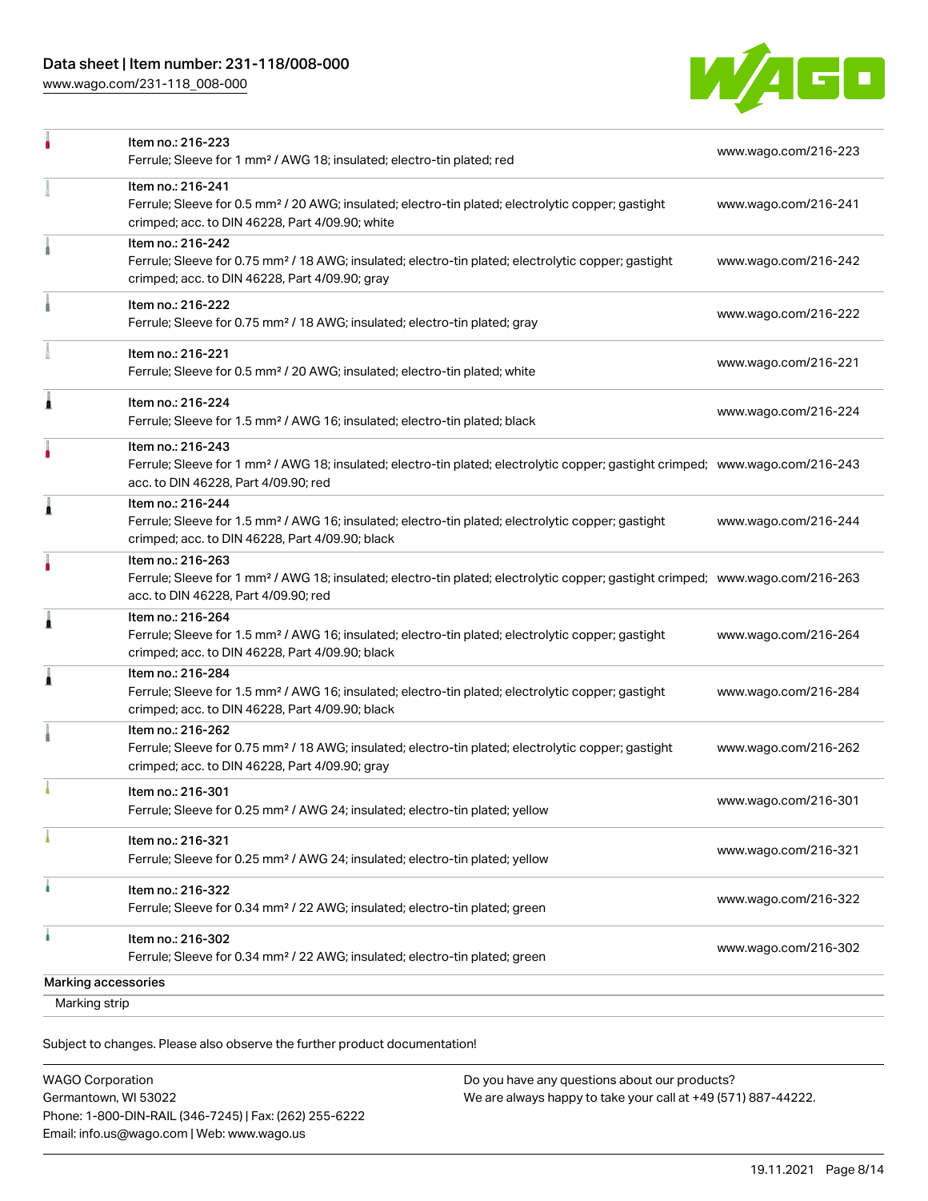| | Item | Link |
|---|---|---|
| | Item no.: 216-223<br>Ferrule; Sleeve for 1 mm² / AWG 18; insulated; electro-tin plated; red | www.wago.com/216-223 |
| | Item no.: 216-241<br>Ferrule; Sleeve for 0.5 mm² / 20 AWG; insulated; electro-tin plated; electrolytic copper; gastight crimped; acc. to DIN 46228, Part 4/09.90; white | www.wago.com/216-241 |
| | Item no.: 216-242<br>Ferrule; Sleeve for 0.75 mm² / 18 AWG; insulated; electro-tin plated; electrolytic copper; gastight crimped; acc. to DIN 46228, Part 4/09.90; gray | www.wago.com/216-242 |
| | Item no.: 216-222<br>Ferrule; Sleeve for 0.75 mm² / 18 AWG; insulated; electro-tin plated; gray | www.wago.com/216-222 |
| | Item no.: 216-221<br>Ferrule; Sleeve for 0.5 mm² / 20 AWG; insulated; electro-tin plated; white | www.wago.com/216-221 |
| | Item no.: 216-224<br>Ferrule; Sleeve for 1.5 mm² / AWG 16; insulated; electro-tin plated; black | www.wago.com/216-224 |
| | Item no.: 216-243<br>Ferrule; Sleeve for 1 mm² / AWG 18; insulated; electro-tin plated; electrolytic copper; gastight crimped; acc. to DIN 46228, Part 4/09.90; red | www.wago.com/216-243 |
| | Item no.: 216-244<br>Ferrule; Sleeve for 1.5 mm² / AWG 16; insulated; electro-tin plated; electrolytic copper; gastight crimped; acc. to DIN 46228, Part 4/09.90; black | www.wago.com/216-244 |
| | Item no.: 216-263<br>Ferrule; Sleeve for 1 mm² / AWG 18; insulated; electro-tin plated; electrolytic copper; gastight crimped; acc. to DIN 46228, Part 4/09.90; red | www.wago.com/216-263 |
| | Item no.: 216-264<br>Ferrule; Sleeve for 1.5 mm² / AWG 16; insulated; electro-tin plated; electrolytic copper; gastight crimped; acc. to DIN 46228, Part 4/09.90; black | www.wago.com/216-264 |
| | Item no.: 216-284<br>Ferrule; Sleeve for 1.5 mm² / AWG 16; insulated; electro-tin plated; electrolytic copper; gastight crimped; acc. to DIN 46228, Part 4/09.90; black | www.wago.com/216-284 |
| | Item no.: 216-262<br>Ferrule; Sleeve for 0.75 mm² / 18 AWG; insulated; electro-tin plated; electrolytic copper; gastight crimped; acc. to DIN 46228, Part 4/09.90; gray | www.wago.com/216-262 |
| | Item no.: 216-301<br>Ferrule; Sleeve for 0.25 mm² / AWG 24; insulated; electro-tin plated; yellow | www.wago.com/216-301 |
| | Item no.: 216-321<br>Ferrule; Sleeve for 0.25 mm² / AWG 24; insulated; electro-tin plated; yellow | www.wago.com/216-321 |
| | Item no.: 216-322<br>Ferrule; Sleeve for 0.34 mm² / 22 AWG; insulated; electro-tin plated; green | www.wago.com/216-322 |
| | Item no.: 216-302<br>Ferrule; Sleeve for 0.34 mm² / 22 AWG; insulated; electro-tin plated; green | www.wago.com/216-302 |

Marking accessories

Marking strip

Subject to changes. Please also observe the further product documentation!

WAGO Corporation
Germantown, WI 53022
Phone: 1-800-DIN-RAIL (346-7245) | Fax: (262) 255-6222
Email: info.us@wago.com | Web: www.wago.us

Do you have any questions about our products?
We are always happy to take your call at +49 (571) 887-44222.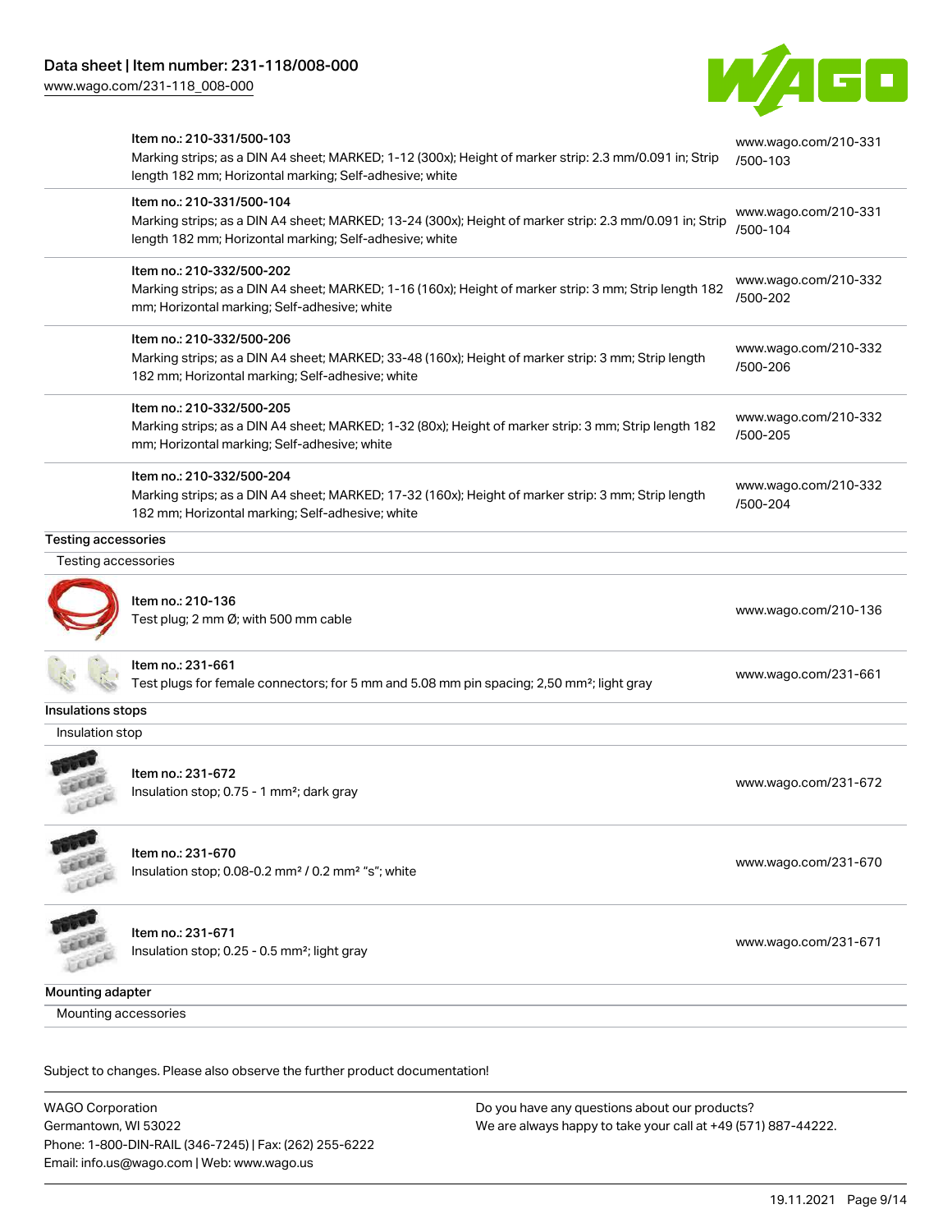| | | |
|---|---|---|
| | Item no.: 210-331/500-103<br>Marking strips; as a DIN A4 sheet; MARKED; 1-12 (300x); Height of marker strip: 2.3 mm/0.091 in; Strip length 182 mm; Horizontal marking; Self-adhesive; white | www.wago.com/210-331/500-103 |
| | Item no.: 210-331/500-104<br>Marking strips; as a DIN A4 sheet; MARKED; 13-24 (300x); Height of marker strip: 2.3 mm/0.091 in; Strip length 182 mm; Horizontal marking; Self-adhesive; white | www.wago.com/210-331/500-104 |
| | Item no.: 210-332/500-202<br>Marking strips; as a DIN A4 sheet; MARKED; 1-16 (160x); Height of marker strip: 3 mm; Strip length 182 mm; Horizontal marking; Self-adhesive; white | www.wago.com/210-332/500-202 |
| | Item no.: 210-332/500-206<br>Marking strips; as a DIN A4 sheet; MARKED; 33-48 (160x); Height of marker strip: 3 mm; Strip length 182 mm; Horizontal marking; Self-adhesive; white | www.wago.com/210-332/500-206 |
| | Item no.: 210-332/500-205<br>Marking strips; as a DIN A4 sheet; MARKED; 1-32 (80x); Height of marker strip: 3 mm; Strip length 182 mm; Horizontal marking; Self-adhesive; white | www.wago.com/210-332/500-205 |
| | Item no.: 210-332/500-204<br>Marking strips; as a DIN A4 sheet; MARKED; 17-32 (160x); Height of marker strip: 3 mm; Strip length 182 mm; Horizontal marking; Self-adhesive; white | www.wago.com/210-332/500-204 |

## Testing accessories

Testing accessories

| | | |
|---|---|---|
| | Item no.: 210-136<br>Test plug; 2 mm Ø; with 500 mm cable | www.wago.com/210-136 |
| | Item no.: 231-661<br>Test plugs for female connectors; for 5 mm and 5.08 mm pin spacing; 2,50 mm²; light gray | www.wago.com/231-661 |

## Insulations stops

Insulation stop

| | | |
|---|---|---|
| | Item no.: 231-672<br>Insulation stop; 0.75 - 1 mm²; dark gray | www.wago.com/231-672 |
| | Item no.: 231-670<br>Insulation stop; 0.08-0.2 mm² / 0.2 mm² "s"; white | www.wago.com/231-670 |
| | Item no.: 231-671<br>Insulation stop; 0.25 - 0.5 mm²; light gray | www.wago.com/231-671 |

## Mounting adapter

Mounting accessories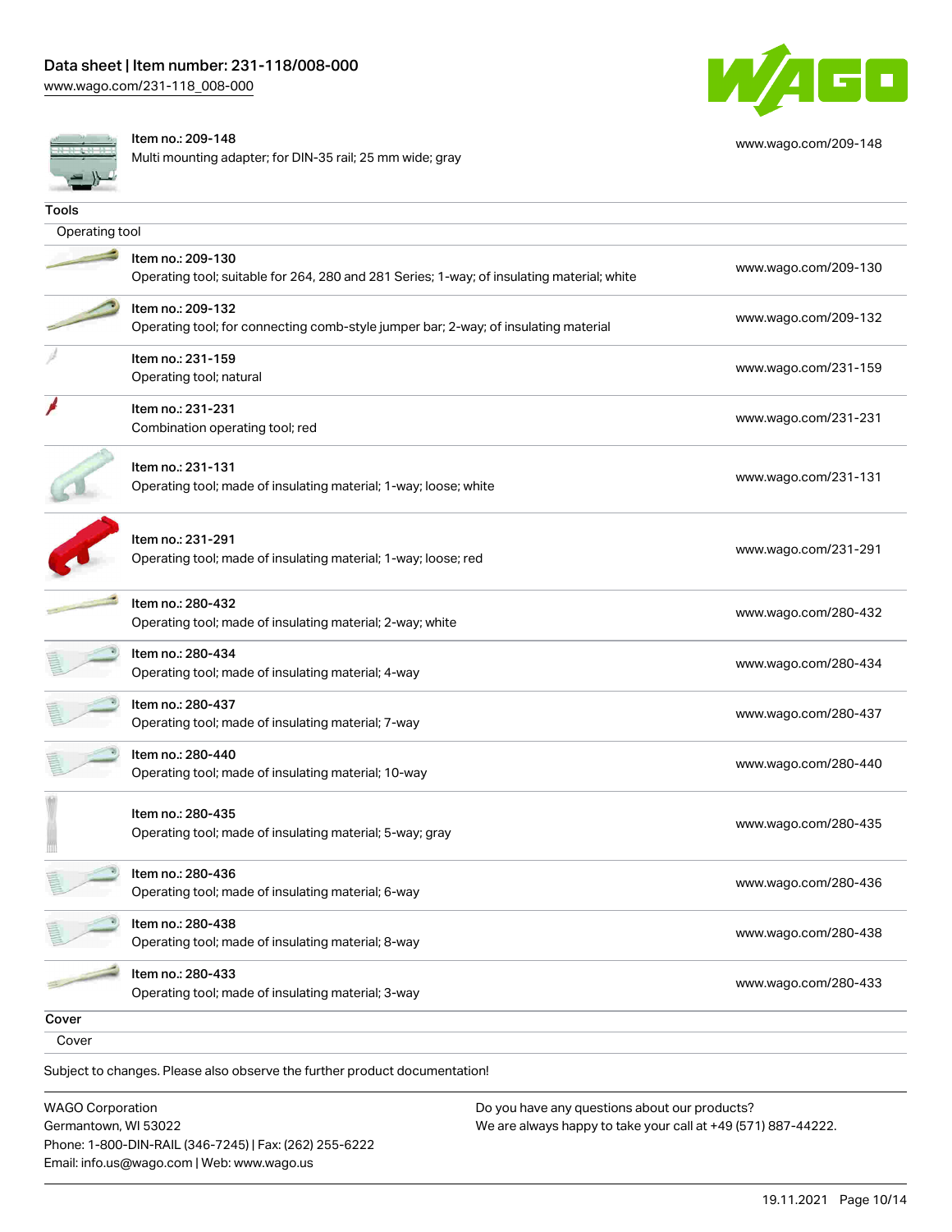| | | |
|---|---|---|
| | Item no.: 209-148<br>Multi mounting adapter; for DIN-35 rail; 25 mm wide; gray | www.wago.com/209-148 |

## Tools

### Operating tool

| | | |
|---|---|---|
| | Item no.: 209-130<br>Operating tool; suitable for 264, 280 and 281 Series; 1-way; of insulating material; white | www.wago.com/209-130 |
| | Item no.: 209-132<br>Operating tool; for connecting comb-style jumper bar; 2-way; of insulating material | www.wago.com/209-132 |
| | Item no.: 231-159<br>Operating tool; natural | www.wago.com/231-159 |
| | Item no.: 231-231<br>Combination operating tool; red | www.wago.com/231-231 |
| | Item no.: 231-131<br>Operating tool; made of insulating material; 1-way; loose; white | www.wago.com/231-131 |
| | Item no.: 231-291<br>Operating tool; made of insulating material; 1-way; loose; red | www.wago.com/231-291 |
| | Item no.: 280-432<br>Operating tool; made of insulating material; 2-way; white | www.wago.com/280-432 |
| | Item no.: 280-434<br>Operating tool; made of insulating material; 4-way | www.wago.com/280-434 |
| | Item no.: 280-437<br>Operating tool; made of insulating material; 7-way | www.wago.com/280-437 |
| | Item no.: 280-440<br>Operating tool; made of insulating material; 10-way | www.wago.com/280-440 |
| | Item no.: 280-435<br>Operating tool; made of insulating material; 5-way; gray | www.wago.com/280-435 |
| | Item no.: 280-436<br>Operating tool; made of insulating material; 6-way | www.wago.com/280-436 |
| | Item no.: 280-438<br>Operating tool; made of insulating material; 8-way | www.wago.com/280-438 |
| | Item no.: 280-433<br>Operating tool; made of insulating material; 3-way | www.wago.com/280-433 |

## Cover

### Cover

Subject to changes. Please also observe the further product documentation!

WAGO Corporation
Germantown, WI 53022
Phone: 1-800-DIN-RAIL (346-7245) | Fax: (262) 255-6222
Email: info.us@wago.com | Web: www.wago.us

Do you have any questions about our products?
We are always happy to take your call at +49 (571) 887-44222.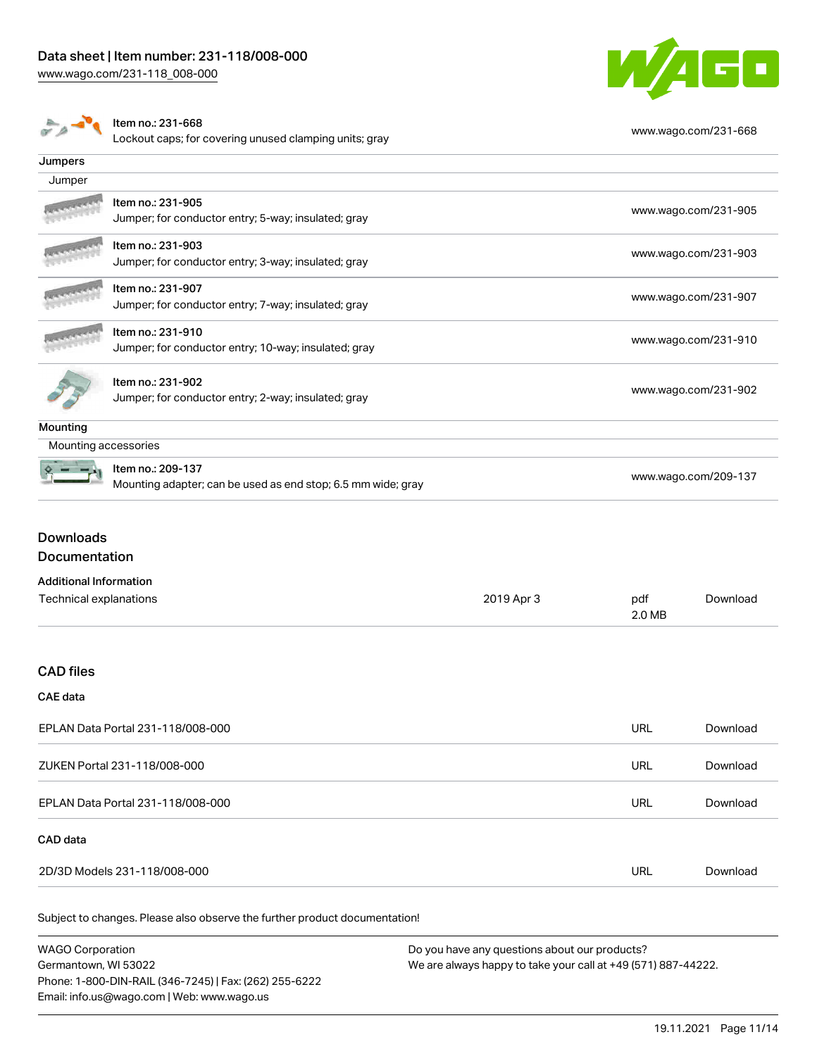| Item no.: 231-668<br>Lockout caps; for covering unused clamping units; gray | www.wago.com/231-668 |
|---|---|

**Jumpers**

Jumper

| Item | URL |
|---|---|
| Item no.: 231-905<br>Jumper; for conductor entry; 5-way; insulated; gray | www.wago.com/231-905 |
| Item no.: 231-903<br>Jumper; for conductor entry; 3-way; insulated; gray | www.wago.com/231-903 |
| Item no.: 231-907<br>Jumper; for conductor entry; 7-way; insulated; gray | www.wago.com/231-907 |
| Item no.: 231-910<br>Jumper; for conductor entry; 10-way; insulated; gray | www.wago.com/231-910 |
| Item no.: 231-902<br>Jumper; for conductor entry; 2-way; insulated; gray | www.wago.com/231-902 |

**Mounting**

Mounting accessories

| Item | URL |
|---|---|
| Item no.: 209-137<br>Mounting adapter; can be used as end stop; 6.5 mm wide; gray | www.wago.com/209-137 |

## Downloads

### Documentation

**Additional Information**

| Document | Date | Format | |
|---|---|---|---|
| Technical explanations | 2019 Apr 3 | pdf<br>2.0 MB | Download |

### CAD files

**CAE data**

| Name | Type | |
|---|---|---|
| EPLAN Data Portal 231-118/008-000 | URL | Download |
| ZUKEN Portal 231-118/008-000 | URL | Download |
| EPLAN Data Portal 231-118/008-000 | URL | Download |

**CAD data**

| Name | Type | |
|---|---|---|
| 2D/3D Models 231-118/008-000 | URL | Download |

Subject to changes. Please also observe the further product documentation!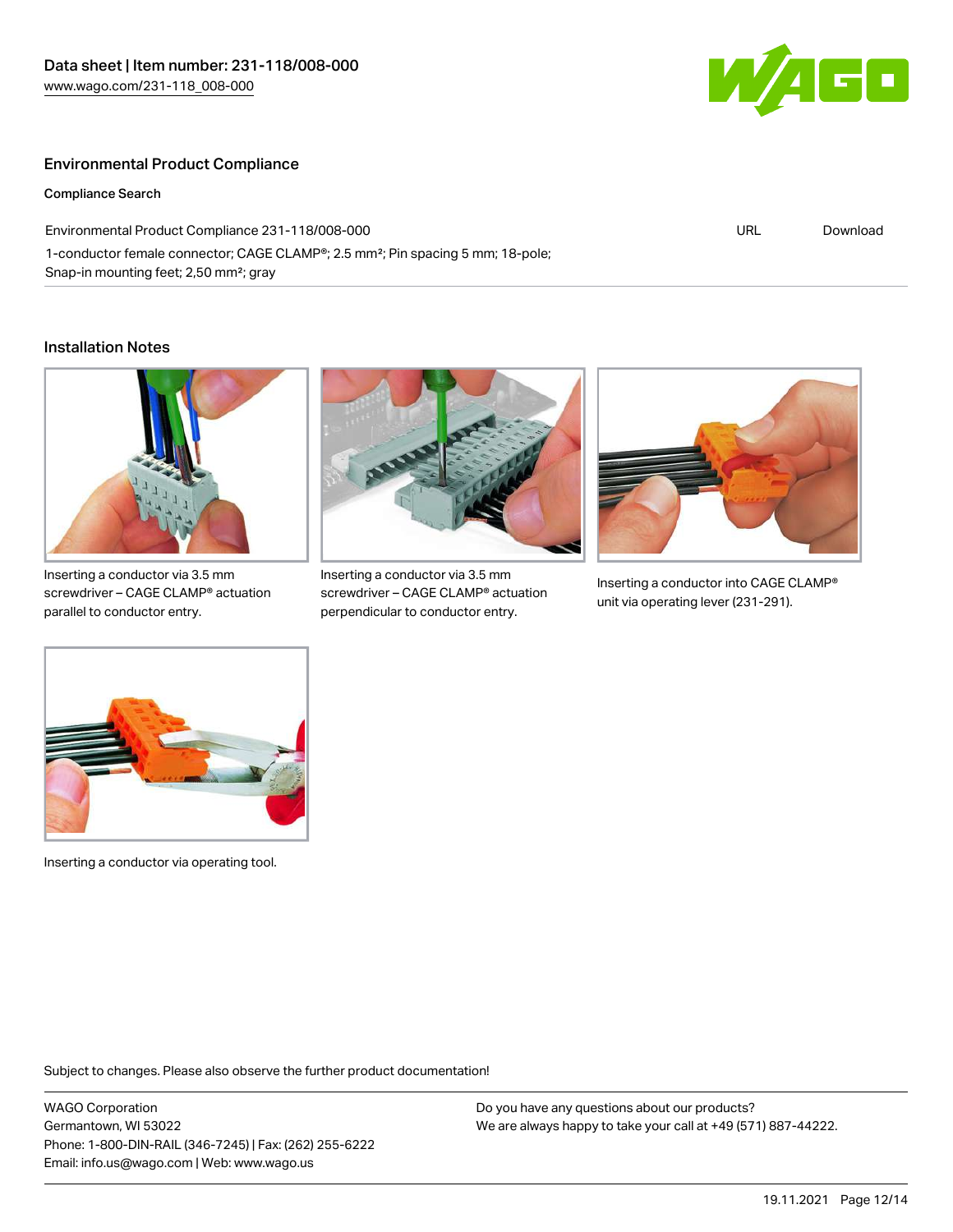## Environmental Product Compliance

### Compliance Search

| Environmental Product Compliance 231-118/008-000 | URL | Download |
| --- | --- | --- |
| 1-conductor female connector; CAGE CLAMP®; 2.5 mm²; Pin spacing 5 mm; 18-pole; Snap-in mounting feet; 2,50 mm²; gray | | |

## Installation Notes

Inserting a conductor via 3.5 mm screwdriver – CAGE CLAMP® actuation parallel to conductor entry.

Inserting a conductor via 3.5 mm screwdriver – CAGE CLAMP® actuation perpendicular to conductor entry.

Inserting a conductor into CAGE CLAMP® unit via operating lever (231-291).

Inserting a conductor via operating tool.

Subject to changes. Please also observe the further product documentation!

WAGO Corporation
Germantown, WI 53022
Phone: 1-800-DIN-RAIL (346-7245) | Fax: (262) 255-6222
Email: info.us@wago.com | Web: www.wago.us

Do you have any questions about our products?
We are always happy to take your call at +49 (571) 887-44222.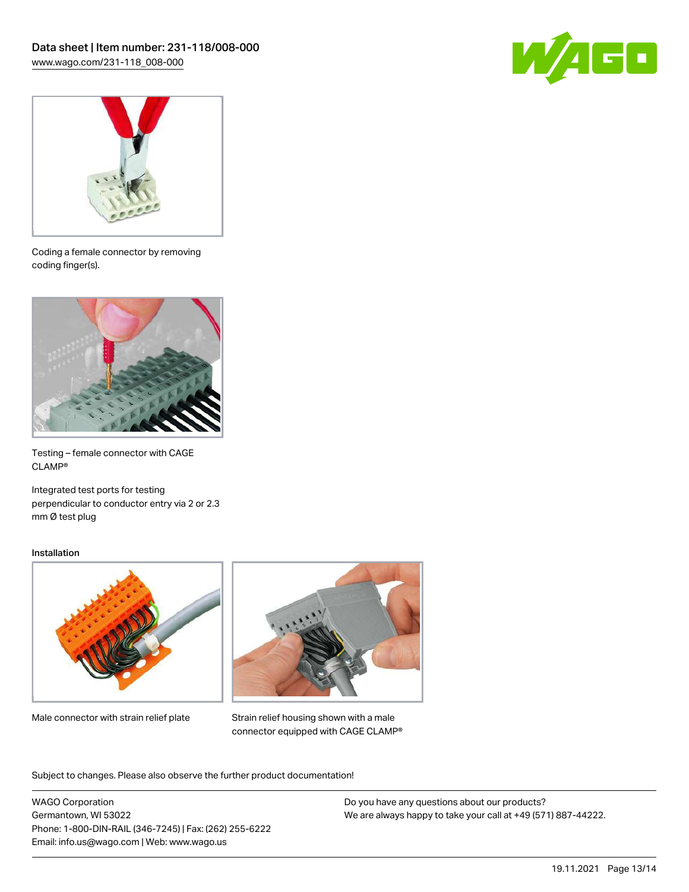Coding a female connector by removing coding finger(s).

Testing – female connector with CAGE CLAMP®

Integrated test ports for testing perpendicular to conductor entry via 2 or 2.3 mm Ø test plug

### Installation

Male connector with strain relief plate

Strain relief housing shown with a male connector equipped with CAGE CLAMP®

Subject to changes. Please also observe the further product documentation!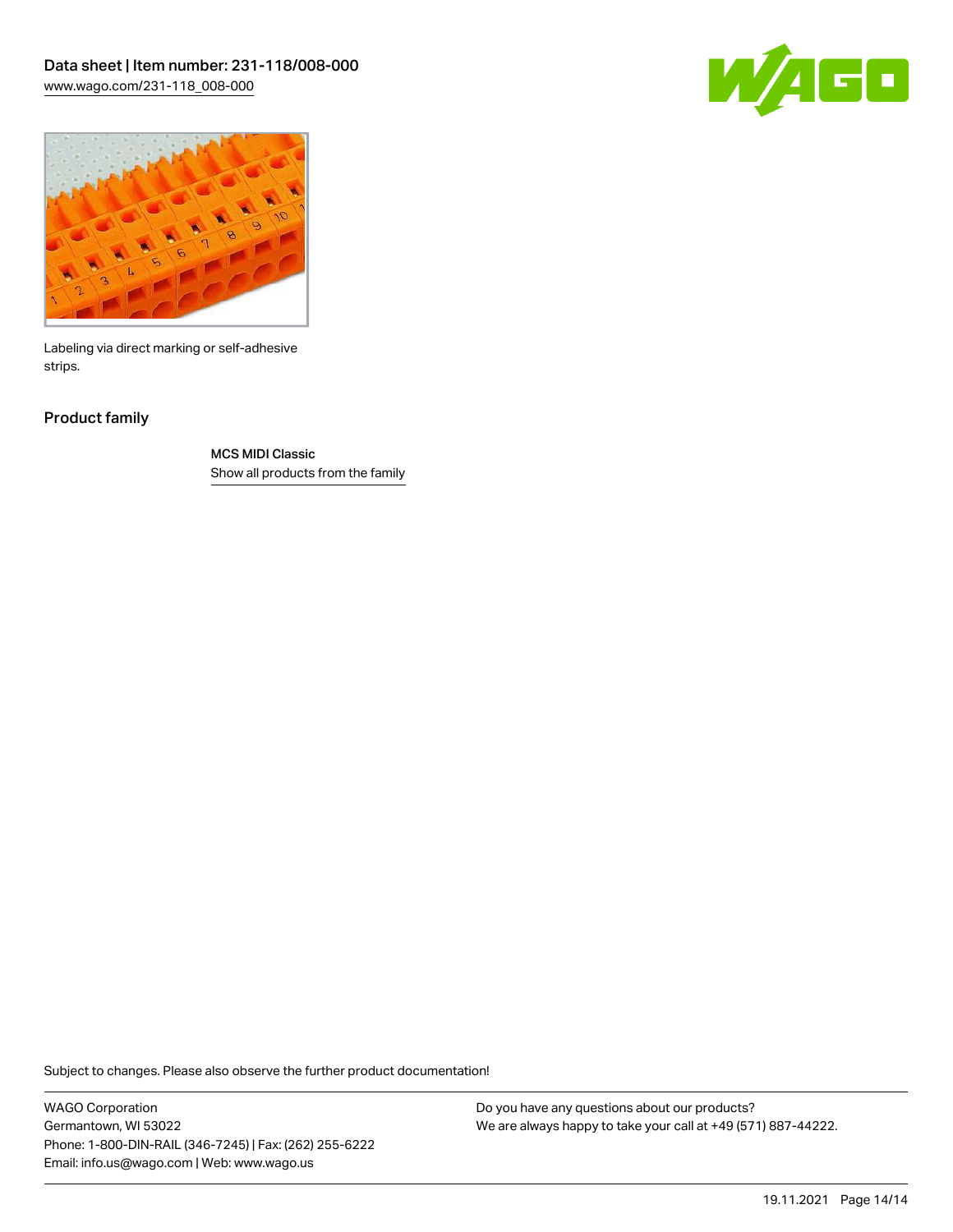Labeling via direct marking or self-adhesive strips.

## Product family

**MCS MIDI Classic**
Show all products from the family

Subject to changes. Please also observe the further product documentation!

WAGO Corporation
Germantown, WI 53022
Phone: 1-800-DIN-RAIL (346-7245) | Fax: (262) 255-6222
Email: info.us@wago.com | Web: www.wago.us

Do you have any questions about our products?
We are always happy to take your call at +49 (571) 887-44222.